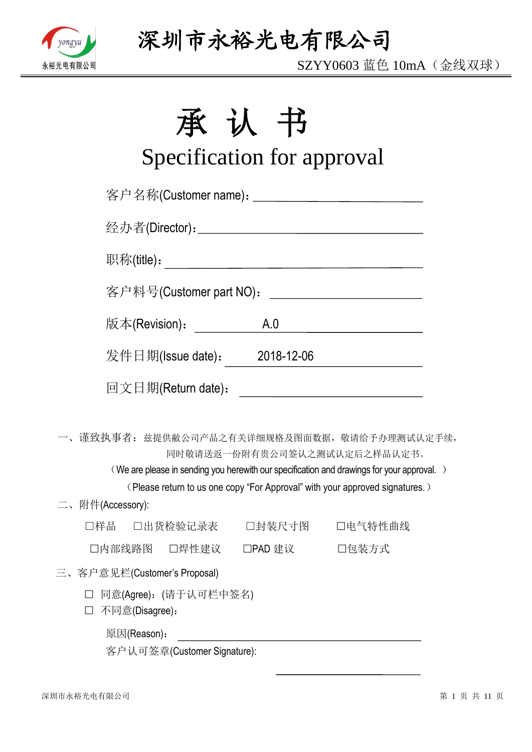# 深圳市永裕光电有限公司

SZYY0603 蓝色 10mA（金线双球）

# 承 认 书

## Specification for approval

客户名称(Customer name)：______________________

经办者(Director)：______________________

职称(title)：______________________

客户料号(Customer part NO)：______________________

版本(Revision)： A.0

发件日期(Issue date)： 2018-12-06

回文日期(Return date)：______________________

一、谨致执事者：兹提供敝公司产品之有关详细规格及图面数据，敬请给予办理测试认定手续，同时敬请送返一份附有贵公司签认之测试认定后之样品认定书。

（We are please in sending you herewith our specification and drawings for your approval. ）

（Please return to us one copy “For Approval” with your approved signatures.）

二、附件(Accessory):

☐样品 ☐出货检验记录表 ☐封装尺寸图 ☐电气特性曲线

☐内部线路图 ☐焊性建议 ☐PAD 建议 ☐包装方式

三、客户意见栏(Customer’s Proposal)

☐ 同意(Agree)：(请于认可栏中签名)

☐ 不同意(Disagree)：

原因(Reason)：______________________

客户认可签章(Customer Signature):

______________________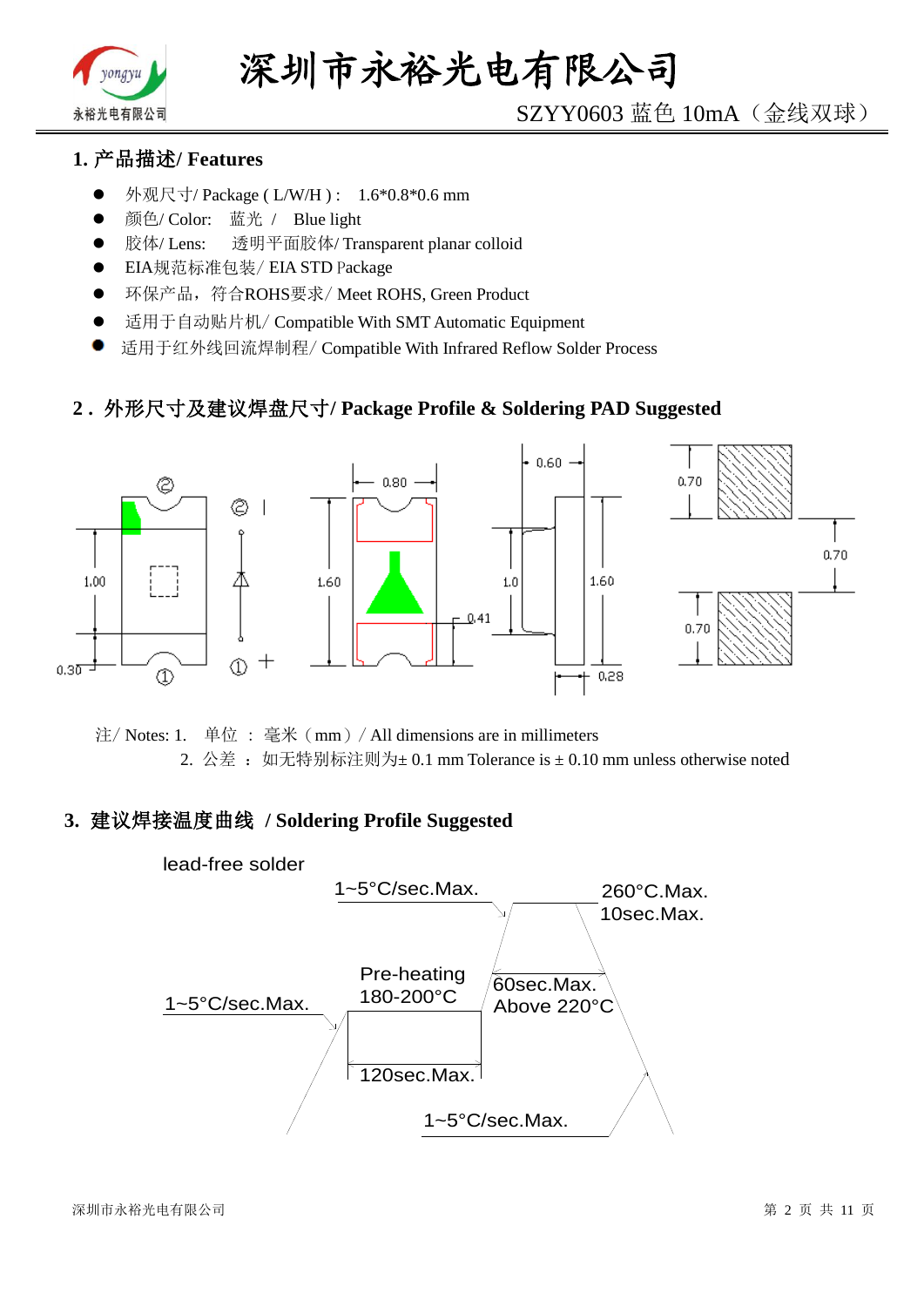## 1. 产品描述/ Features

- 外观尺寸/ Package ( L/W/H ) : 1.6*0.8*0.6 mm
- 颜色/ Color: 蓝光 / Blue light
- 胶体/ Lens: 透明平面胶体/ Transparent planar colloid
- EIA规范标准包装/ EIA STD Package
- 环保产品，符合ROHS要求/ Meet ROHS, Green Product
- 适用于自动贴片机/ Compatible With SMT Automatic Equipment
- 适用于红外线回流焊制程/ Compatible With Infrared Reflow Solder Process

## 2 . 外形尺寸及建议焊盘尺寸/ Package Profile & Soldering PAD Suggested

注/ Notes: 1. 单位 ： 毫米（mm）/ All dimensions are in millimeters

2. 公差 ： 如无特别标注则为± 0.1 mm Tolerance is ± 0.10 mm unless otherwise noted

## 3. 建议焊接温度曲线 / Soldering Profile Suggested

lead-free solder

- 1~5°C/sec.Max.
- Pre-heating 180-200°C, 120sec.Max.
- 1~5°C/sec.Max.
- 260°C.Max. 10sec.Max.
- 60sec.Max. Above 220°C
- 1~5°C/sec.Max.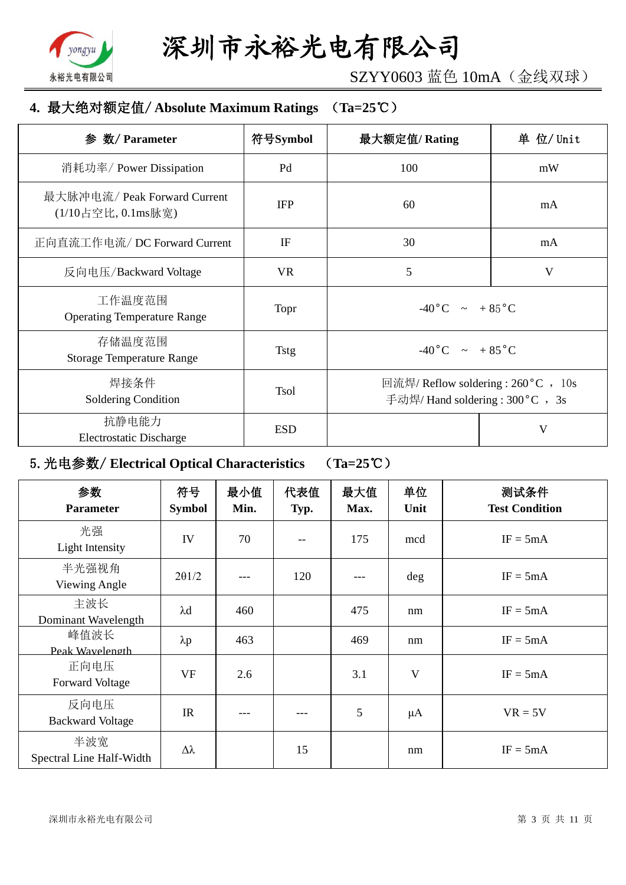## 4. 最大绝对额定值/ Absolute Maximum Ratings （Ta=25℃）

| 参 数/ Parameter | 符号Symbol | 最大额定值/ Rating | 单 位/ Unit |
|---|---|---|---|
| 消耗功率/ Power Dissipation | Pd | 100 | mW |
| 最大脉冲电流/ Peak Forward Current (1/10占空比, 0.1ms脉宽) | IFP | 60 | mA |
| 正向直流工作电流/ DC Forward Current | IF | 30 | mA |
| 反向电压/Backward Voltage | VR | 5 | V |
| 工作温度范围 Operating Temperature Range | Topr | -40°C ~ +85°C | |
| 存储温度范围 Storage Temperature Range | Tstg | -40°C ~ +85°C | |
| 焊接条件 Soldering Condition | Tsol | 回流焊/ Reflow soldering : 260°C ， 10s 手动焊/ Hand soldering : 300°C ， 3s | |
| 抗静电能力 Electrostatic Discharge | ESD | | V |

## 5. 光电参数/ Electrical Optical Characteristics （Ta=25℃）

| 参数 Parameter | 符号 Symbol | 最小值 Min. | 代表值 Typ. | 最大值 Max. | 单位 Unit | 测试条件 Test Condition |
|---|---|---|---|---|---|---|
| 光强 Light Intensity | IV | 70 | -- | 175 | mcd | IF = 5mA |
| 半光强视角 Viewing Angle | 2θ1/2 | --- | 120 | --- | deg | IF = 5mA |
| 主波长 Dominant Wavelength | λd | 460 | | 475 | nm | IF = 5mA |
| 峰值波长 Peak Wavelength | λp | 463 | | 469 | nm | IF = 5mA |
| 正向电压 Forward Voltage | VF | 2.6 | | 3.1 | V | IF = 5mA |
| 反向电压 Backward Voltage | IR | --- | --- | 5 | μA | VR = 5V |
| 半波宽 Spectral Line Half-Width | Δλ | | 15 | | nm | IF = 5mA |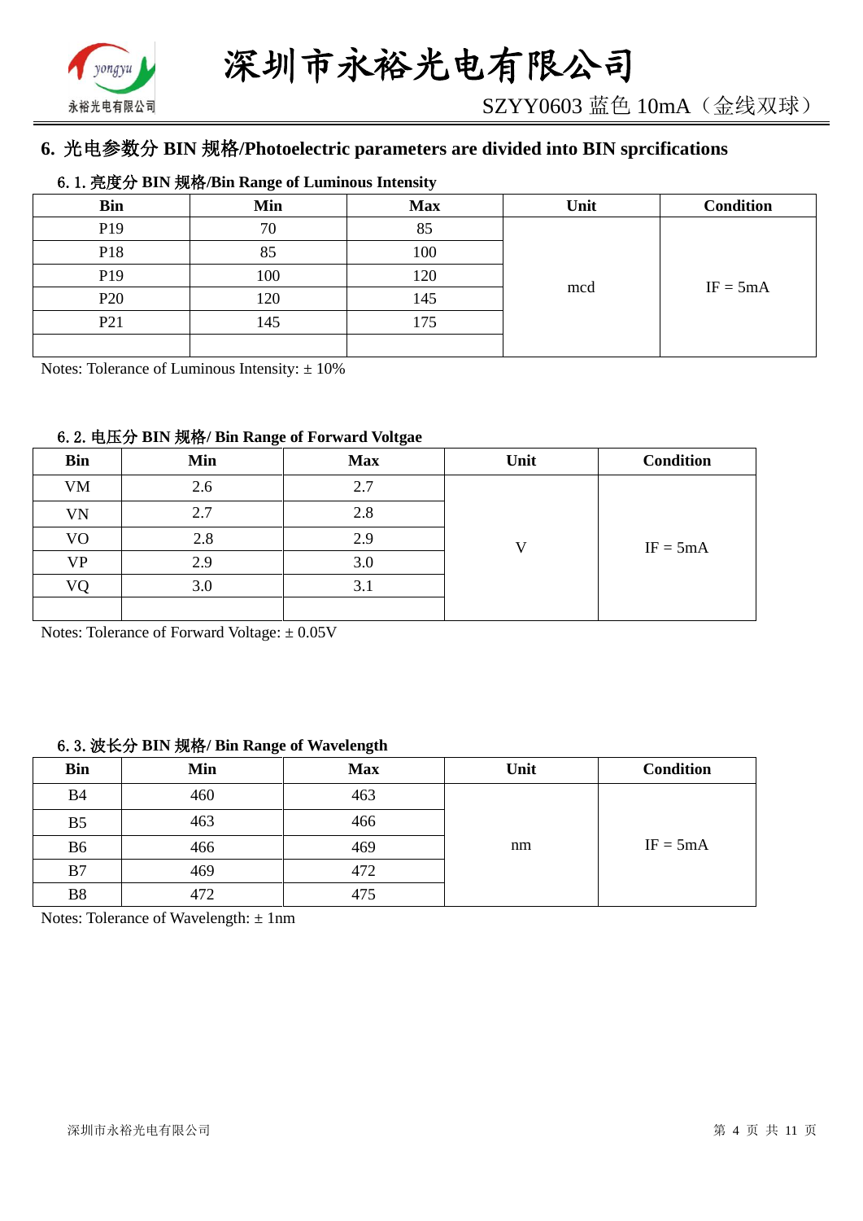## 6. 光电参数分 BIN 规格/Photoelectric parameters are divided into BIN sprcifications

### 6.1. 亮度分 BIN 规格/Bin Range of Luminous Intensity

| Bin | Min | Max | Unit | Condition |
|---|---|---|---|---|
| P19 | 70 | 85 | mcd | IF = 5mA |
| P18 | 85 | 100 | | |
| P19 | 100 | 120 | | |
| P20 | 120 | 145 | | |
| P21 | 145 | 175 | | |
| | | | | |

Notes: Tolerance of Luminous Intensity: ± 10%

### 6.2. 电压分 BIN 规格/ Bin Range of Forward Voltgae

| Bin | Min | Max | Unit | Condition |
|---|---|---|---|---|
| VM | 2.6 | 2.7 | V | IF = 5mA |
| VN | 2.7 | 2.8 | | |
| VO | 2.8 | 2.9 | | |
| VP | 2.9 | 3.0 | | |
| VQ | 3.0 | 3.1 | | |
| | | | | |

Notes: Tolerance of Forward Voltage: ± 0.05V

### 6.3. 波长分 BIN 规格/ Bin Range of Wavelength

| Bin | Min | Max | Unit | Condition |
|---|---|---|---|---|
| B4 | 460 | 463 | nm | IF = 5mA |
| B5 | 463 | 466 | | |
| B6 | 466 | 469 | | |
| B7 | 469 | 472 | | |
| B8 | 472 | 475 | | |

Notes: Tolerance of Wavelength: ± 1nm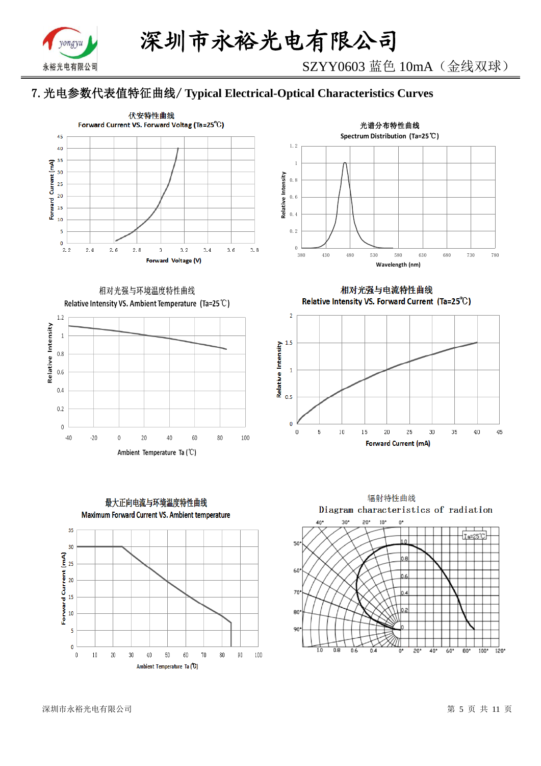## 7. 光电参数代表值特征曲线/ Typical Electrical-Optical Characteristics Curves

伏安特性曲线
Forward Current VS. Forward Voltag (Ta=25℃)

光谱分布特性曲线
Spectrum Distribution (Ta=25℃)

相对光强与环境温度特性曲线
Relative Intensity VS. Ambient Temperature (Ta=25℃)

相对光强与电流特性曲线
Relative Intensity VS. Forward Current (Ta=25℃)

最大正向电流与环境温度特性曲线
Maximum Forward Current VS. Ambient temperature

辐射特性曲线
Diagram characteristics of radiation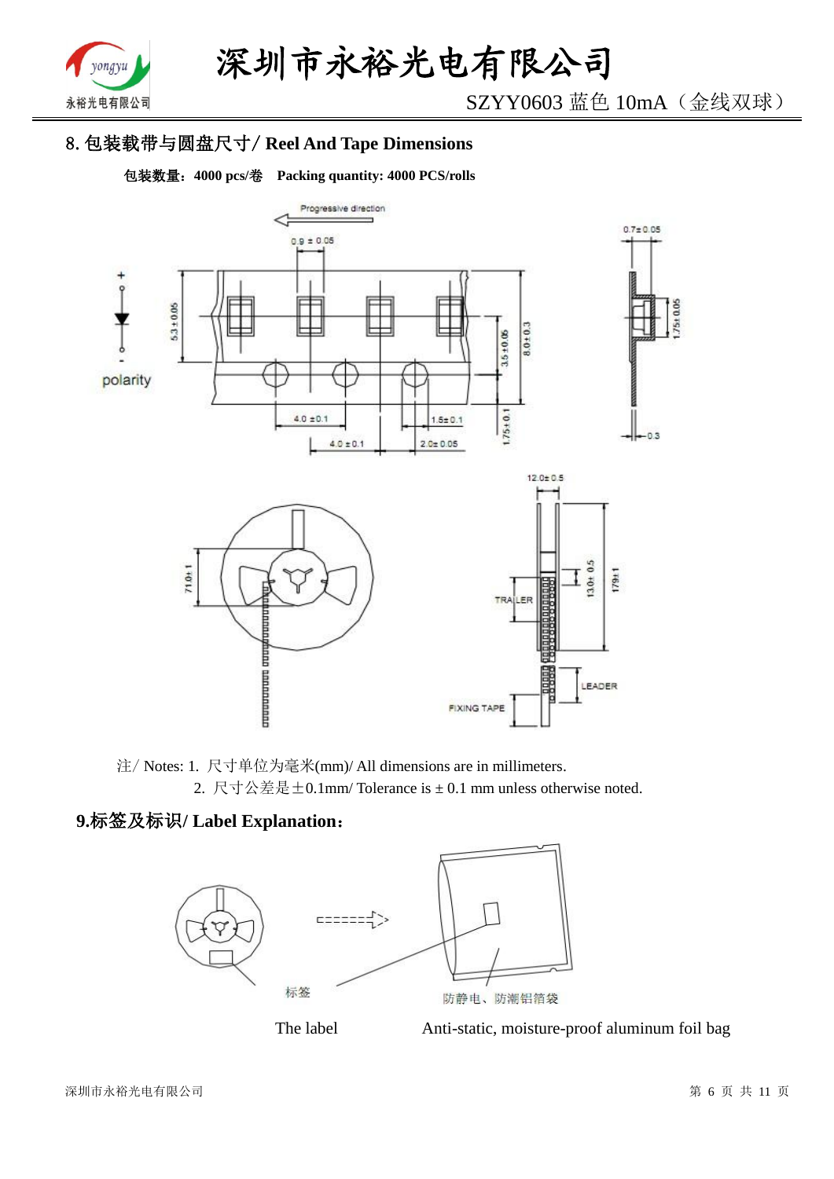## 8. 包装载带与圆盘尺寸/ Reel And Tape Dimensions

**包装数量：4000 pcs/卷　Packing quantity: 4000 PCS/rolls**

注/ Notes: 1. 尺寸单位为毫米(mm)/ All dimensions are in millimeters.

2. 尺寸公差是±0.1mm/ Tolerance is ± 0.1 mm unless otherwise noted.

## 9.标签及标识/ Label Explanation：

标签　　防静电、防潮铝箔袋

The label　　Anti-static, moisture-proof aluminum foil bag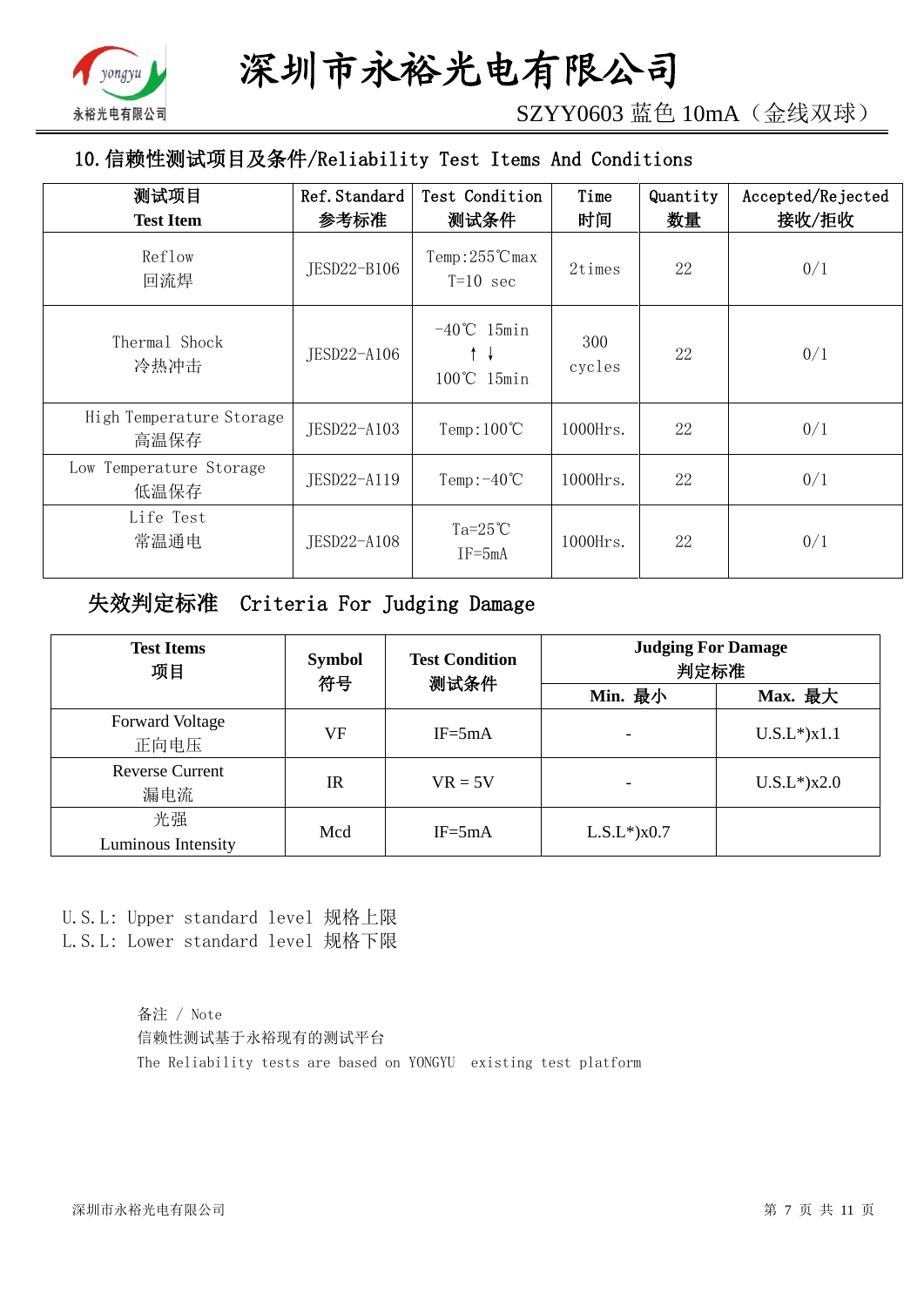## 10.信赖性测试项目及条件/Reliability Test Items And Conditions

| 测试项目<br>Test Item | Ref.Standard<br>参考标准 | Test Condition<br>测试条件 | Time<br>时间 | Quantity<br>数量 | Accepted/Rejected<br>接收/拒收 |
|---|---|---|---|---|---|
| Reflow<br>回流焊 | JESD22-B106 | Temp:255℃max<br>T=10 sec | 2times | 22 | 0/1 |
| Thermal Shock<br>冷热冲击 | JESD22-A106 | -40℃ 15min<br>↑ ↓<br>100℃ 15min | 300<br>cycles | 22 | 0/1 |
| High Temperature Storage<br>高温保存 | JESD22-A103 | Temp:100℃ | 1000Hrs. | 22 | 0/1 |
| Low Temperature Storage<br>低温保存 | JESD22-A119 | Temp:-40℃ | 1000Hrs. | 22 | 0/1 |
| Life Test<br>常温通电 | JESD22-A108 | Ta=25℃<br>IF=5mA | 1000Hrs. | 22 | 0/1 |

## 失效判定标准 Criteria For Judging Damage

| Test Items<br>项目 | Symbol<br>符号 | Test Condition<br>测试条件 | Judging For Damage<br>判定标准 | |
|---|---|---|---|---|
| | | | Min. 最小 | Max. 最大 |
| Forward Voltage<br>正向电压 | VF | IF=5mA | - | U.S.L*)x1.1 |
| Reverse Current<br>漏电流 | IR | VR = 5V | - | U.S.L*)x2.0 |
| 光强<br>Luminous Intensity | Mcd | IF=5mA | L.S.L*)x0.7 | |

U.S.L: Upper standard level 规格上限
L.S.L: Lower standard level 规格下限

备注 / Note
信赖性测试基于永裕现有的测试平台
The Reliability tests are based on YONGYU existing test platform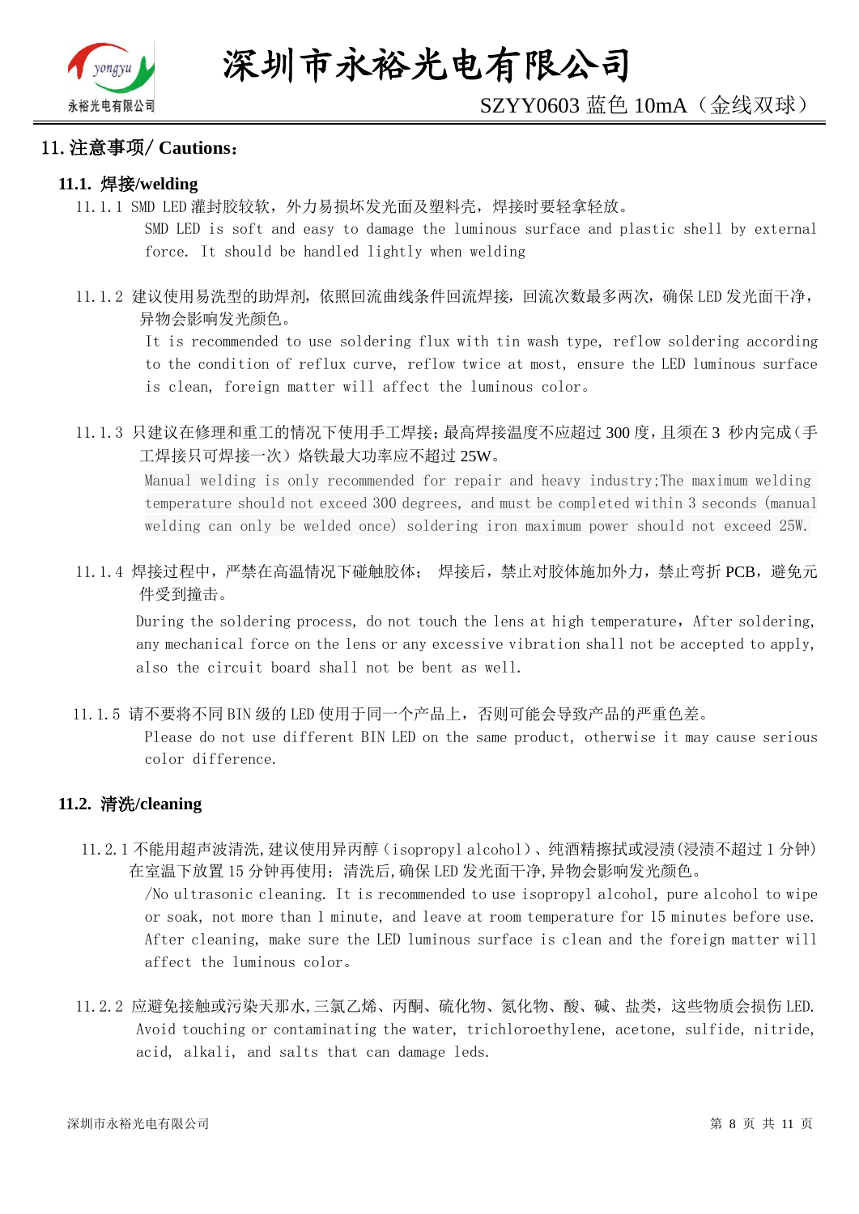## 11. 注意事项/ Cautions：

### 11.1. 焊接/welding

11.1.1 SMD LED 灌封胶较软，外力易损坏发光面及塑料壳，焊接时要轻拿轻放。

SMD LED is soft and easy to damage the luminous surface and plastic shell by external force. It should be handled lightly when welding

11.1.2 建议使用易洗型的助焊剂，依照回流曲线条件回流焊接，回流次数最多两次，确保 LED 发光面干净，异物会影响发光颜色。

It is recommended to use soldering flux with tin wash type, reflow soldering according to the condition of reflux curve, reflow twice at most, ensure the LED luminous surface is clean, foreign matter will affect the luminous color。

11.1.3 只建议在修理和重工的情况下使用手工焊接;最高焊接温度不应超过 300 度，且须在 3 秒内完成(手工焊接只可焊接一次）烙铁最大功率应不超过 25W。

Manual welding is only recommended for repair and heavy industry;The maximum welding temperature should not exceed 300 degrees, and must be completed within 3 seconds (manual welding can only be welded once) soldering iron maximum power should not exceed 25W.

11.1.4 焊接过程中，严禁在高温情况下碰触胶体； 焊接后，禁止对胶体施加外力，禁止弯折 PCB，避免元件受到撞击。

During the soldering process, do not touch the lens at high temperature, After soldering, any mechanical force on the lens or any excessive vibration shall not be accepted to apply, also the circuit board shall not be bent as well.

11.1.5 请不要将不同 BIN 级的 LED 使用于同一个产品上，否则可能会导致产品的严重色差。

Please do not use different BIN LED on the same product, otherwise it may cause serious color difference.

### 11.2. 清洗/cleaning

11.2.1 不能用超声波清洗,建议使用异丙醇（isopropyl alcohol）、纯酒精擦拭或浸渍(浸渍不超过 1 分钟)在室温下放置 15 分钟再使用；清洗后,确保 LED 发光面干净,异物会影响发光颜色。

/No ultrasonic cleaning. It is recommended to use isopropyl alcohol, pure alcohol to wipe or soak, not more than 1 minute, and leave at room temperature for 15 minutes before use. After cleaning, make sure the LED luminous surface is clean and the foreign matter will affect the luminous color。

11.2.2 应避免接触或污染天那水,三氯乙烯、丙酮、硫化物、氮化物、酸、碱、盐类，这些物质会损伤 LED.

Avoid touching or contaminating the water, trichloroethylene, acetone, sulfide, nitride, acid, alkali, and salts that can damage leds.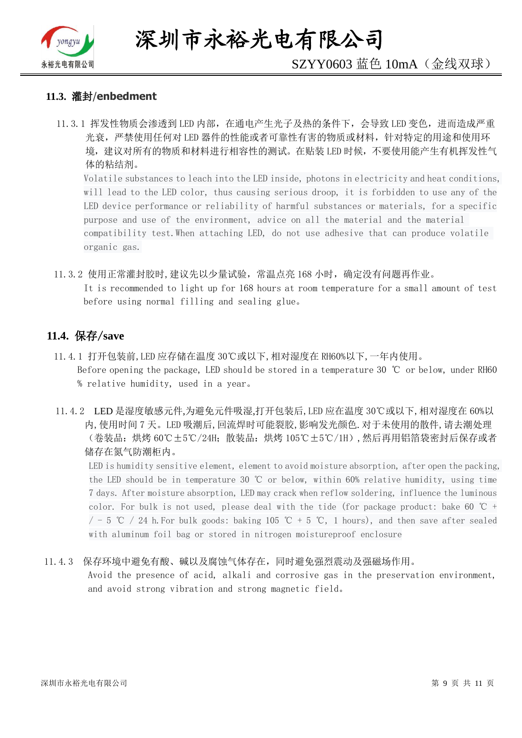### 11.3. 灌封/enbedment

11.3.1 挥发性物质会渗透到 LED 内部，在通电产生光子及热的条件下，会导致 LED 变色，进而造成严重光衰，严禁使用任何对 LED 器件的性能或者可靠性有害的物质或材料，针对特定的用途和使用环境，建议对所有的物质和材料进行相容性的测试。在贴装 LED 时候，不要使用能产生有机挥发性气体的粘结剂。

Volatile substances to leach into the LED inside, photons in electricity and heat conditions, will lead to the LED color, thus causing serious droop, it is forbidden to use any of the LED device performance or reliability of harmful substances or materials, for a specific purpose and use of the environment, advice on all the material and the material compatibility test.When attaching LED, do not use adhesive that can produce volatile organic gas.

11.3.2 使用正常灌封胶时,建议先以少量试验，常温点亮 168 小时，确定没有问题再作业。

It is recommended to light up for 168 hours at room temperature for a small amount of test before using normal filling and sealing glue。

### 11.4. 保存/save

11.4.1 打开包装前,LED 应存储在温度 30℃或以下,相对湿度在 RH60%以下,一年内使用。

Before opening the package, LED should be stored in a temperature 30 ℃ or below, under RH60 % relative humidity, used in a year。

11.4.2 LED 是湿度敏感元件,为避免元件吸湿,打开包装后,LED 应在温度 30℃或以下,相对湿度在 60%以内,使用时间 7 天。LED 吸潮后,回流焊时可能裂胶,影响发光颜色.对于未使用的散件,请去潮处理（卷装品：烘烤 60℃±5℃/24H；散装品：烘烤 105℃±5℃/1H）,然后再用铝箔袋密封后保存或者储存在氮气防潮柜内。

LED is humidity sensitive element, element to avoid moisture absorption, after open the packing, the LED should be in temperature 30 ℃ or below, within 60% relative humidity, using time 7 days. After moisture absorption, LED may crack when reflow soldering, influence the luminous color. For bulk is not used, please deal with the tide (for package product: bake 60 ℃ + / - 5 ℃ / 24 h.For bulk goods: baking 105 ℃ + 5 ℃, 1 hours), and then save after sealed with aluminum foil bag or stored in nitrogen moistureproof enclosure

11.4.3 保存环境中避免有酸、碱以及腐蚀气体存在，同时避免强烈震动及强磁场作用。

Avoid the presence of acid, alkali and corrosive gas in the preservation environment, and avoid strong vibration and strong magnetic field。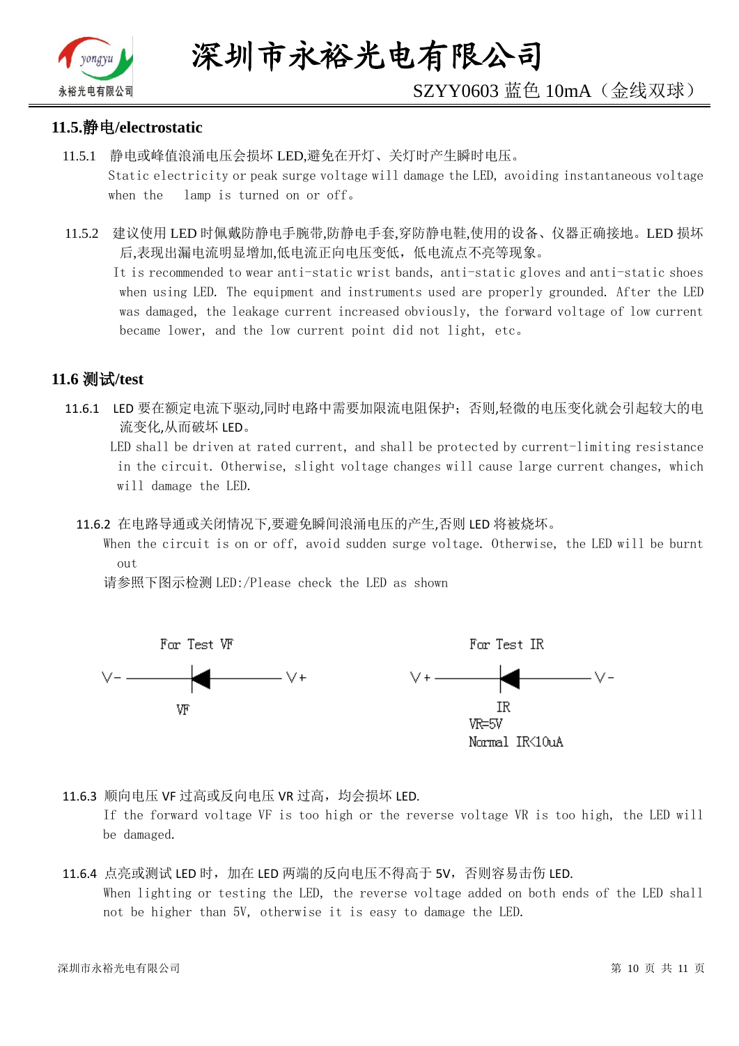## 11.5.静电/electrostatic

11.5.1 静电或峰值浪涌电压会损坏 LED,避免在开灯、关灯时产生瞬时电压。
Static electricity or peak surge voltage will damage the LED, avoiding instantaneous voltage when the lamp is turned on or off。

11.5.2 建议使用 LED 时佩戴防静电手腕带,防静电手套,穿防静电鞋,使用的设备、仪器正确接地。LED 损坏后,表现出漏电流明显增加,低电流正向电压变低，低电流点不亮等现象。
It is recommended to wear anti-static wrist bands, anti-static gloves and anti-static shoes when using LED. The equipment and instruments used are properly grounded. After the LED was damaged, the leakage current increased obviously, the forward voltage of low current became lower, and the low current point did not light, etc。

## 11.6 测试/test

11.6.1 LED 要在额定电流下驱动,同时电路中需要加限流电阻保护；否则,轻微的电压变化就会引起较大的电流变化,从而破坏 LED。
LED shall be driven at rated current, and shall be protected by current-limiting resistance in the circuit. Otherwise, slight voltage changes will cause large current changes, which will damage the LED.

11.6.2 在电路导通或关闭情况下,要避免瞬间浪涌电压的产生,否则 LED 将被烧坏。
When the circuit is on or off, avoid sudden surge voltage. Otherwise, the LED will be burnt out
请参照下图示检测 LED:/Please check the LED as shown

For Test VF: V- ——◄|—— V+ ; VF

For Test IR: V+ ——◄|—— V- ; IR; VR=5V; Normal IR<10uA

11.6.3 顺向电压 VF 过高或反向电压 VR 过高，均会损坏 LED.
If the forward voltage VF is too high or the reverse voltage VR is too high, the LED will be damaged.

11.6.4 点亮或测试 LED 时，加在 LED 两端的反向电压不得高于 5V，否则容易击伤 LED.
When lighting or testing the LED, the reverse voltage added on both ends of the LED shall not be higher than 5V, otherwise it is easy to damage the LED.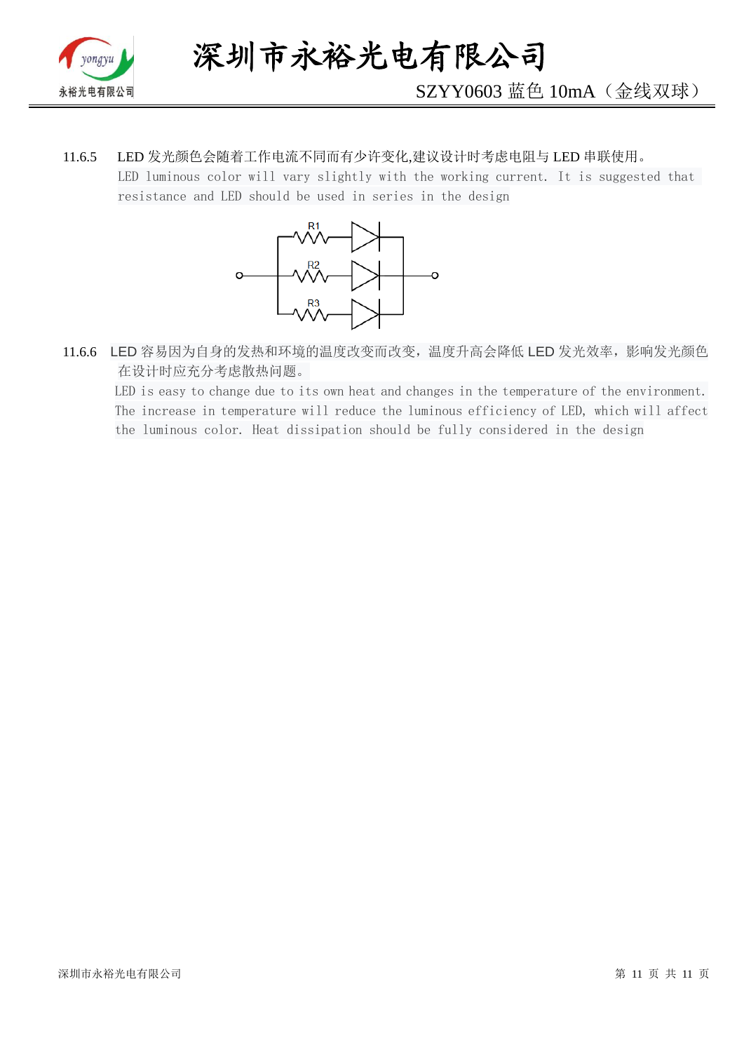11.6.5 LED 发光颜色会随着工作电流不同而有少许变化,建议设计时考虑电阻与 LED 串联使用。

LED luminous color will vary slightly with the working current. It is suggested that resistance and LED should be used in series in the design

R1

R2

R3

11.6.6 LED 容易因为自身的发热和环境的温度改变而改变，温度升高会降低 LED 发光效率，影响发光颜色在设计时应充分考虑散热问题。

LED is easy to change due to its own heat and changes in the temperature of the environment. The increase in temperature will reduce the luminous efficiency of LED, which will affect the luminous color. Heat dissipation should be fully considered in the design